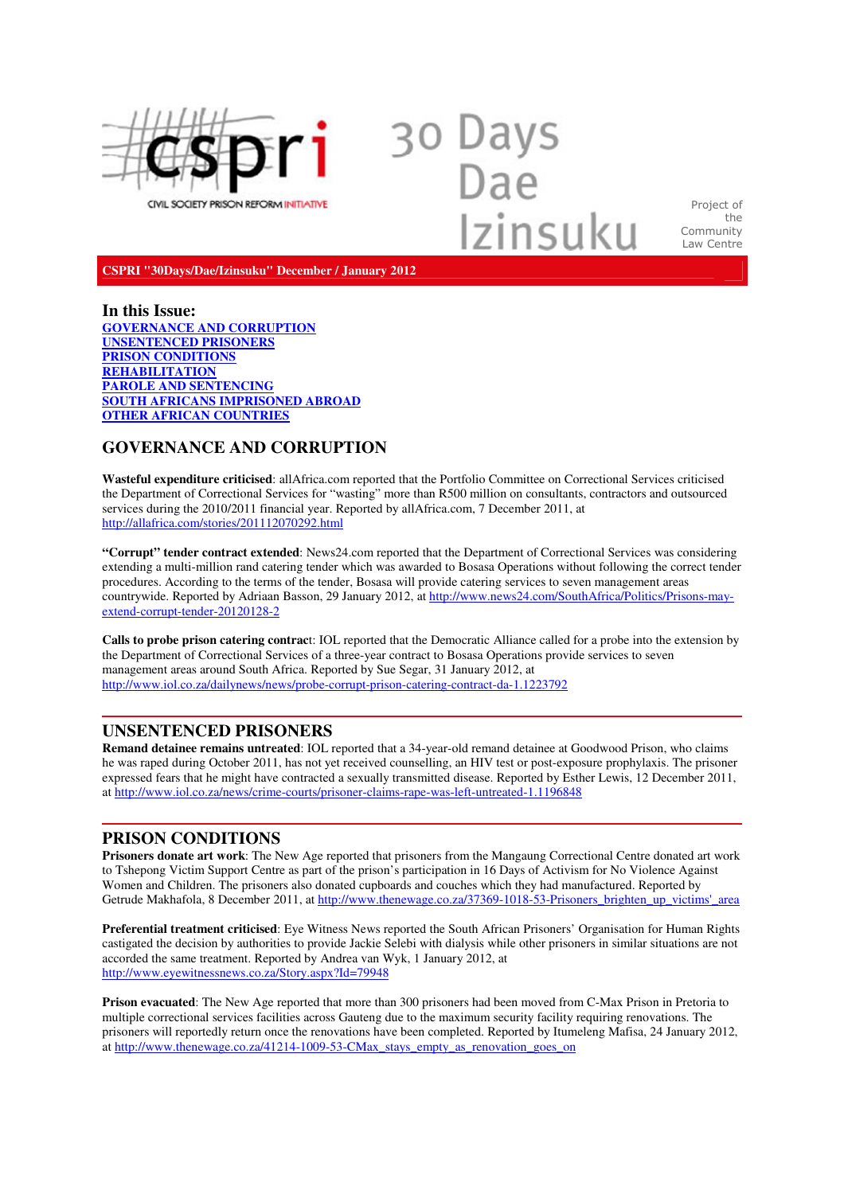CSPRI CIVIL SOCIETY PRISON REFORM INITIATIVE

# 30 Days Dae Izinsuku

Project of the Community Law Centre

**CSPRI "30Days/Dae/Izinsuku" December / January 2012**

## In this Issue:

[GOVERNANCE AND CORRUPTION](#)
[UNSENTENCED PRISONERS](#)
[PRISON CONDITIONS](#)
[REHABILITATION](#)
[PAROLE AND SENTENCING](#)
[SOUTH AFRICANS IMPRISONED ABROAD](#)
[OTHER AFRICAN COUNTRIES](#)

## GOVERNANCE AND CORRUPTION

**Wasteful expenditure criticised**: allAfrica.com reported that the Portfolio Committee on Correctional Services criticised the Department of Correctional Services for "wasting" more than R500 million on consultants, contractors and outsourced services during the 2010/2011 financial year. Reported by allAfrica.com, 7 December 2011, at http://allafrica.com/stories/201112070292.html

**"Corrupt" tender contract extended**: News24.com reported that the Department of Correctional Services was considering extending a multi-million rand catering tender which was awarded to Bosasa Operations without following the correct tender procedures. According to the terms of the tender, Bosasa will provide catering services to seven management areas countrywide. Reported by Adriaan Basson, 29 January 2012, at http://www.news24.com/SouthAfrica/Politics/Prisons-may-extend-corrupt-tender-20120128-2

**Calls to probe prison catering contrac**t: IOL reported that the Democratic Alliance called for a probe into the extension by the Department of Correctional Services of a three-year contract to Bosasa Operations provide services to seven management areas around South Africa. Reported by Sue Segar, 31 January 2012, at http://www.iol.co.za/dailynews/news/probe-corrupt-prison-catering-contract-da-1.1223792

## UNSENTENCED PRISONERS

**Remand detainee remains untreated**: IOL reported that a 34-year-old remand detainee at Goodwood Prison, who claims he was raped during October 2011, has not yet received counselling, an HIV test or post-exposure prophylaxis. The prisoner expressed fears that he might have contracted a sexually transmitted disease. Reported by Esther Lewis, 12 December 2011, at http://www.iol.co.za/news/crime-courts/prisoner-claims-rape-was-left-untreated-1.1196848

## PRISON CONDITIONS

**Prisoners donate art work**: The New Age reported that prisoners from the Mangaung Correctional Centre donated art work to Tshepong Victim Support Centre as part of the prison's participation in 16 Days of Activism for No Violence Against Women and Children. The prisoners also donated cupboards and couches which they had manufactured. Reported by Getrude Makhafola, 8 December 2011, at http://www.thenewage.co.za/37369-1018-53-Prisoners_brighten_up_victims'_area

**Preferential treatment criticised**: Eye Witness News reported the South African Prisoners' Organisation for Human Rights castigated the decision by authorities to provide Jackie Selebi with dialysis while other prisoners in similar situations are not accorded the same treatment. Reported by Andrea van Wyk, 1 January 2012, at http://www.eyewitnessnews.co.za/Story.aspx?Id=79948

**Prison evacuated**: The New Age reported that more than 300 prisoners had been moved from C-Max Prison in Pretoria to multiple correctional services facilities across Gauteng due to the maximum security facility requiring renovations. The prisoners will reportedly return once the renovations have been completed. Reported by Itumeleng Mafisa, 24 January 2012, at http://www.thenewage.co.za/41214-1009-53-CMax_stays_empty_as_renovation_goes_on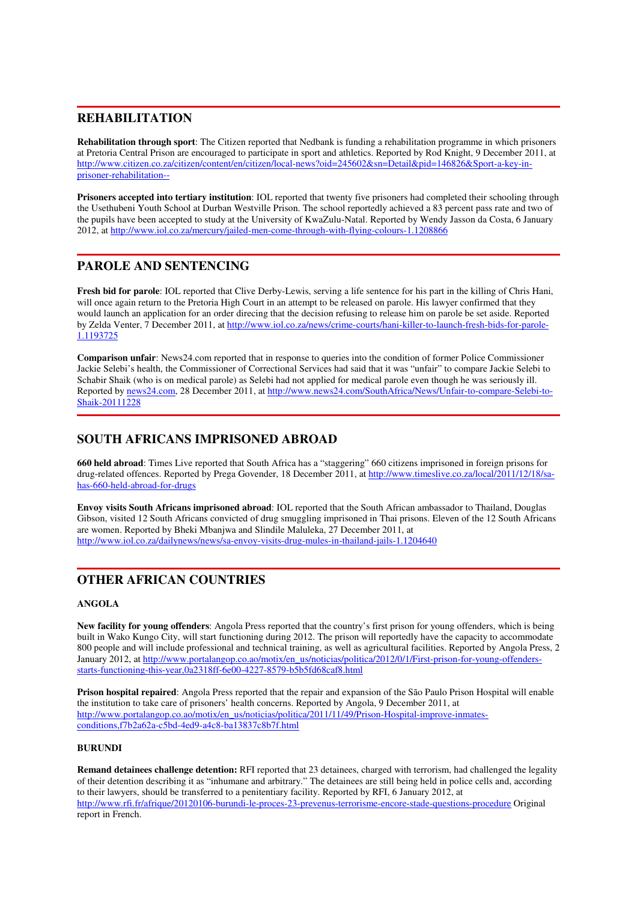## REHABILITATION

**Rehabilitation through sport**: The Citizen reported that Nedbank is funding a rehabilitation programme in which prisoners at Pretoria Central Prison are encouraged to participate in sport and athletics. Reported by Rod Knight, 9 December 2011, at http://www.citizen.co.za/citizen/content/en/citizen/local-news?oid=245602&sn=Detail&pid=146826&Sport-a-key-in-prisoner-rehabilitation--

**Prisoners accepted into tertiary institution**: IOL reported that twenty five prisoners had completed their schooling through the Usethubeni Youth School at Durban Westville Prison. The school reportedly achieved a 83 percent pass rate and two of the pupils have been accepted to study at the University of KwaZulu-Natal. Reported by Wendy Jasson da Costa, 6 January 2012, at http://www.iol.co.za/mercury/jailed-men-come-through-with-flying-colours-1.1208866

## PAROLE AND SENTENCING

**Fresh bid for parole**: IOL reported that Clive Derby-Lewis, serving a life sentence for his part in the killing of Chris Hani, will once again return to the Pretoria High Court in an attempt to be released on parole. His lawyer confirmed that they would launch an application for an order direcing that the decision refusing to release him on parole be set aside. Reported by Zelda Venter, 7 December 2011, at http://www.iol.co.za/news/crime-courts/hani-killer-to-launch-fresh-bids-for-parole-1.1193725

**Comparison unfair**: News24.com reported that in response to queries into the condition of former Police Commissioner Jackie Selebi's health, the Commissioner of Correctional Services had said that it was "unfair" to compare Jackie Selebi to Schabir Shaik (who is on medical parole) as Selebi had not applied for medical parole even though he was seriously ill. Reported by news24.com, 28 December 2011, at http://www.news24.com/SouthAfrica/News/Unfair-to-compare-Selebi-to-Shaik-20111228

## SOUTH AFRICANS IMPRISONED ABROAD

**660 held abroad**: Times Live reported that South Africa has a "staggering" 660 citizens imprisoned in foreign prisons for drug-related offences. Reported by Prega Govender, 18 December 2011, at http://www.timeslive.co.za/local/2011/12/18/sa-has-660-held-abroad-for-drugs

**Envoy visits South Africans imprisoned abroad**: IOL reported that the South African ambassador to Thailand, Douglas Gibson, visited 12 South Africans convicted of drug smuggling imprisoned in Thai prisons. Eleven of the 12 South Africans are women. Reported by Bheki Mbanjwa and Slindile Maluleka, 27 December 2011, at http://www.iol.co.za/dailynews/news/sa-envoy-visits-drug-mules-in-thailand-jails-1.1204640

## OTHER AFRICAN COUNTRIES

### ANGOLA

**New facility for young offenders**: Angola Press reported that the country's first prison for young offenders, which is being built in Wako Kungo City, will start functioning during 2012. The prison will reportedly have the capacity to accommodate 800 people and will include professional and technical training, as well as agricultural facilities. Reported by Angola Press, 2 January 2012, at http://www.portalangop.co.ao/motix/en_us/noticias/politica/2012/0/1/First-prison-for-young-offenders-starts-functioning-this-year,0a2318ff-6e00-4227-8579-b5b5fd68caf8.html

**Prison hospital repaired**: Angola Press reported that the repair and expansion of the São Paulo Prison Hospital will enable the institution to take care of prisoners' health concerns. Reported by Angola, 9 December 2011, at http://www.portalangop.co.ao/motix/en_us/noticias/politica/2011/11/49/Prison-Hospital-improve-inmates-conditions,f7b2a62a-c5bd-4ed9-a4c8-ba13837c8b7f.html

### BURUNDI

**Remand detainees challenge detention:** RFI reported that 23 detainees, charged with terrorism, had challenged the legality of their detention describing it as "inhumane and arbitrary." The detainees are still being held in police cells and, according to their lawyers, should be transferred to a penitentiary facility. Reported by RFI, 6 January 2012, at http://www.rfi.fr/afrique/20120106-burundi-le-proces-23-prevenus-terrorisme-encore-stade-questions-procedure Original report in French.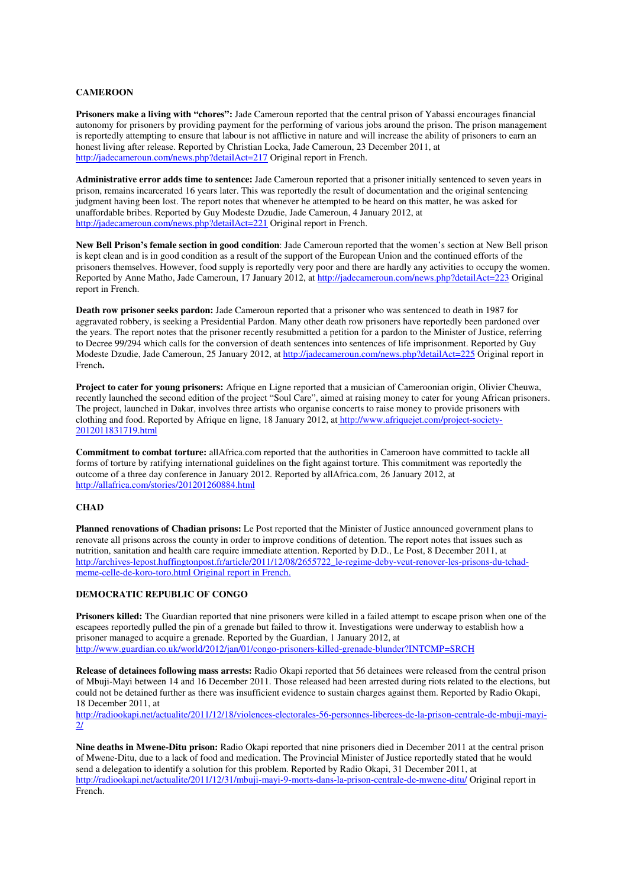## CAMEROON

**Prisoners make a living with "chores":** Jade Cameroun reported that the central prison of Yabassi encourages financial autonomy for prisoners by providing payment for the performing of various jobs around the prison. The prison management is reportedly attempting to ensure that labour is not afflictive in nature and will increase the ability of prisoners to earn an honest living after release. Reported by Christian Locka, Jade Cameroun, 23 December 2011, at http://jadecameroun.com/news.php?detailAct=217 Original report in French.

**Administrative error adds time to sentence:** Jade Cameroun reported that a prisoner initially sentenced to seven years in prison, remains incarcerated 16 years later. This was reportedly the result of documentation and the original sentencing judgment having been lost. The report notes that whenever he attempted to be heard on this matter, he was asked for unaffordable bribes. Reported by Guy Modeste Dzudie, Jade Cameroun, 4 January 2012, at http://jadecameroun.com/news.php?detailAct=221 Original report in French.

**New Bell Prison's female section in good condition**: Jade Cameroun reported that the women's section at New Bell prison is kept clean and is in good condition as a result of the support of the European Union and the continued efforts of the prisoners themselves. However, food supply is reportedly very poor and there are hardly any activities to occupy the women. Reported by Anne Matho, Jade Cameroun, 17 January 2012, at http://jadecameroun.com/news.php?detailAct=223 Original report in French.

**Death row prisoner seeks pardon:** Jade Cameroun reported that a prisoner who was sentenced to death in 1987 for aggravated robbery, is seeking a Presidential Pardon. Many other death row prisoners have reportedly been pardoned over the years. The report notes that the prisoner recently resubmitted a petition for a pardon to the Minister of Justice, referring to Decree 99/294 which calls for the conversion of death sentences into sentences of life imprisonment. Reported by Guy Modeste Dzudie, Jade Cameroun, 25 January 2012, at http://jadecameroun.com/news.php?detailAct=225 Original report in French**.**

**Project to cater for young prisoners:** Afrique en Ligne reported that a musician of Cameroonian origin, Olivier Cheuwa, recently launched the second edition of the project "Soul Care", aimed at raising money to cater for young African prisoners. The project, launched in Dakar, involves three artists who organise concerts to raise money to provide prisoners with clothing and food. Reported by Afrique en ligne, 18 January 2012, at http://www.afriquejet.com/project-society-2012011831719.html

**Commitment to combat torture:** allAfrica.com reported that the authorities in Cameroon have committed to tackle all forms of torture by ratifying international guidelines on the fight against torture. This commitment was reportedly the outcome of a three day conference in January 2012. Reported by allAfrica.com, 26 January 2012, at http://allafrica.com/stories/201201260884.html

## CHAD

**Planned renovations of Chadian prisons:** Le Post reported that the Minister of Justice announced government plans to renovate all prisons across the county in order to improve conditions of detention. The report notes that issues such as nutrition, sanitation and health care require immediate attention. Reported by D.D., Le Post, 8 December 2011, at http://archives-lepost.huffingtonpost.fr/article/2011/12/08/2655722_le-regime-deby-veut-renover-les-prisons-du-tchad-meme-celle-de-koro-toro.html Original report in French.

## DEMOCRATIC REPUBLIC OF CONGO

**Prisoners killed:** The Guardian reported that nine prisoners were killed in a failed attempt to escape prison when one of the escapees reportedly pulled the pin of a grenade but failed to throw it. Investigations were underway to establish how a prisoner managed to acquire a grenade. Reported by the Guardian, 1 January 2012, at http://www.guardian.co.uk/world/2012/jan/01/congo-prisoners-killed-grenade-blunder?INTCMP=SRCH

**Release of detainees following mass arrests:** Radio Okapi reported that 56 detainees were released from the central prison of Mbuji-Mayi between 14 and 16 December 2011. Those released had been arrested during riots related to the elections, but could not be detained further as there was insufficient evidence to sustain charges against them. Reported by Radio Okapi, 18 December 2011, at http://radiookapi.net/actualite/2011/12/18/violences-electorales-56-personnes-liberees-de-la-prison-centrale-de-mbuji-mayi-2/

**Nine deaths in Mwene-Ditu prison:** Radio Okapi reported that nine prisoners died in December 2011 at the central prison of Mwene-Ditu, due to a lack of food and medication. The Provincial Minister of Justice reportedly stated that he would send a delegation to identify a solution for this problem. Reported by Radio Okapi, 31 December 2011, at http://radiookapi.net/actualite/2011/12/31/mbuji-mayi-9-morts-dans-la-prison-centrale-de-mwene-ditu/ Original report in French.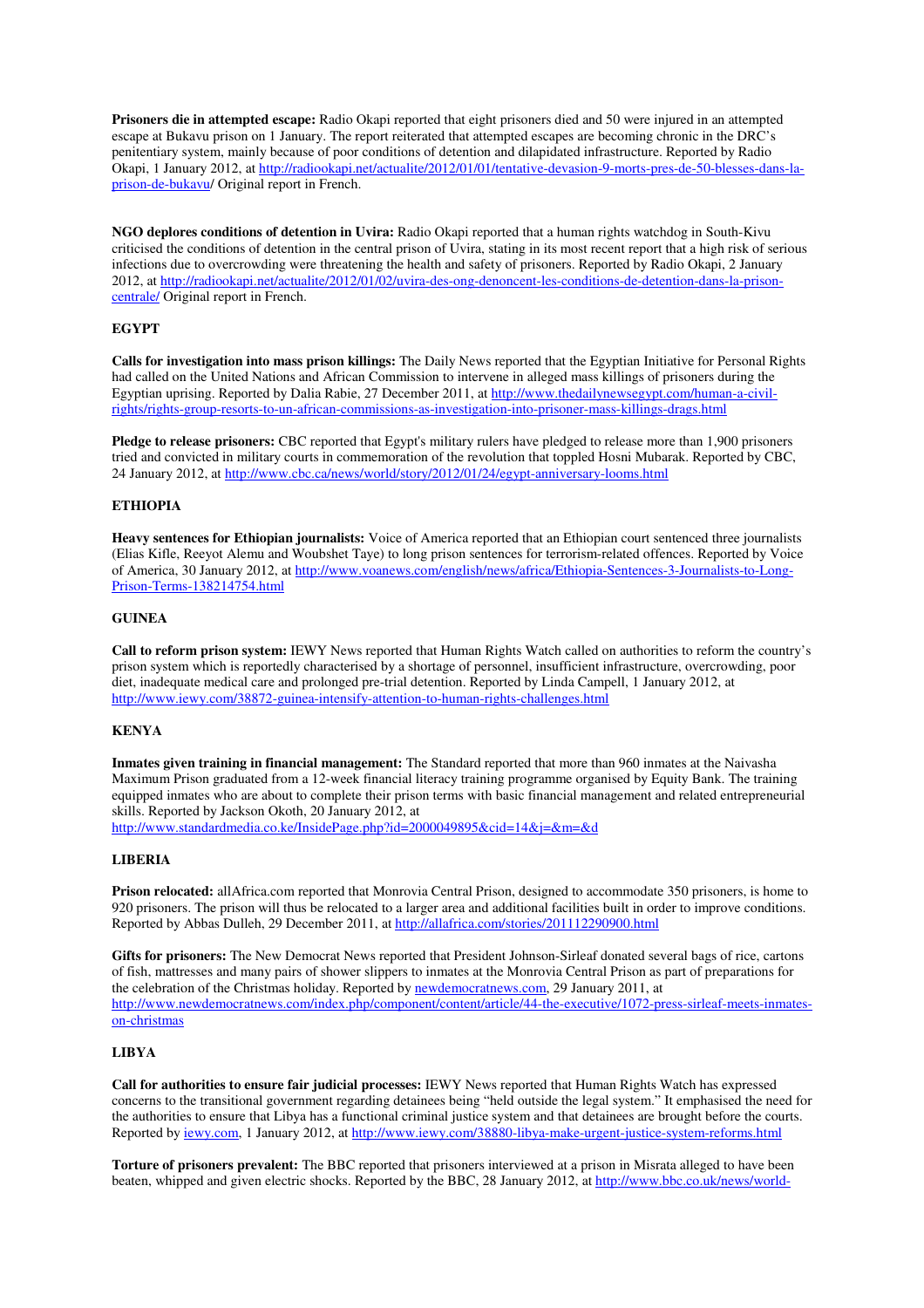**Prisoners die in attempted escape:** Radio Okapi reported that eight prisoners died and 50 were injured in an attempted escape at Bukavu prison on 1 January. The report reiterated that attempted escapes are becoming chronic in the DRC's penitentiary system, mainly because of poor conditions of detention and dilapidated infrastructure. Reported by Radio Okapi, 1 January 2012, at [http://radiookapi.net/actualite/2012/01/01/tentative-devasion-9-morts-pres-de-50-blesses-dans-la-prison-de-bukavu](http://radiookapi.net/actualite/2012/01/01/tentative-devasion-9-morts-pres-de-50-blesses-dans-la-prison-de-bukavu)/ Original report in French.

**NGO deplores conditions of detention in Uvira:** Radio Okapi reported that a human rights watchdog in South-Kivu criticised the conditions of detention in the central prison of Uvira, stating in its most recent report that a high risk of serious infections due to overcrowding were threatening the health and safety of prisoners. Reported by Radio Okapi, 2 January 2012, at [http://radiookapi.net/actualite/2012/01/02/uvira-des-ong-denoncent-les-conditions-de-detention-dans-la-prison-centrale/](http://radiookapi.net/actualite/2012/01/02/uvira-des-ong-denoncent-les-conditions-de-detention-dans-la-prison-centrale/) Original report in French.

## EGYPT

**Calls for investigation into mass prison killings:** The Daily News reported that the Egyptian Initiative for Personal Rights had called on the United Nations and African Commission to intervene in alleged mass killings of prisoners during the Egyptian uprising. Reported by Dalia Rabie, 27 December 2011, at [http://www.thedailynewsegypt.com/human-a-civil-rights/rights-group-resorts-to-un-african-commissions-as-investigation-into-prisoner-mass-killings-drags.html](http://www.thedailynewsegypt.com/human-a-civil-rights/rights-group-resorts-to-un-african-commissions-as-investigation-into-prisoner-mass-killings-drags.html)

**Pledge to release prisoners:** CBC reported that Egypt's military rulers have pledged to release more than 1,900 prisoners tried and convicted in military courts in commemoration of the revolution that toppled Hosni Mubarak. Reported by CBC, 24 January 2012, at [http://www.cbc.ca/news/world/story/2012/01/24/egypt-anniversary-looms.html](http://www.cbc.ca/news/world/story/2012/01/24/egypt-anniversary-looms.html)

## ETHIOPIA

**Heavy sentences for Ethiopian journalists:** Voice of America reported that an Ethiopian court sentenced three journalists (Elias Kifle, Reeyot Alemu and Woubshet Taye) to long prison sentences for terrorism-related offences. Reported by Voice of America, 30 January 2012, at [http://www.voanews.com/english/news/africa/Ethiopia-Sentences-3-Journalists-to-Long-Prison-Terms-138214754.html](http://www.voanews.com/english/news/africa/Ethiopia-Sentences-3-Journalists-to-Long-Prison-Terms-138214754.html)

## GUINEA

**Call to reform prison system:** IEWY News reported that Human Rights Watch called on authorities to reform the country's prison system which is reportedly characterised by a shortage of personnel, insufficient infrastructure, overcrowding, poor diet, inadequate medical care and prolonged pre-trial detention. Reported by Linda Campell, 1 January 2012, at [http://www.iewy.com/38872-guinea-intensify-attention-to-human-rights-challenges.html](http://www.iewy.com/38872-guinea-intensify-attention-to-human-rights-challenges.html)

## KENYA

**Inmates given training in financial management:** The Standard reported that more than 960 inmates at the Naivasha Maximum Prison graduated from a 12-week financial literacy training programme organised by Equity Bank. The training equipped inmates who are about to complete their prison terms with basic financial management and related entrepreneurial skills. Reported by Jackson Okoth, 20 January 2012, at [http://www.standardmedia.co.ke/InsidePage.php?id=2000049895&cid=14&j=&m=&d](http://www.standardmedia.co.ke/InsidePage.php?id=2000049895&cid=14&j=&m=&d)

## LIBERIA

**Prison relocated:** allAfrica.com reported that Monrovia Central Prison, designed to accommodate 350 prisoners, is home to 920 prisoners. The prison will thus be relocated to a larger area and additional facilities built in order to improve conditions. Reported by Abbas Dulleh, 29 December 2011, at [http://allafrica.com/stories/201112290900.html](http://allafrica.com/stories/201112290900.html)

**Gifts for prisoners:** The New Democrat News reported that President Johnson-Sirleaf donated several bags of rice, cartons of fish, mattresses and many pairs of shower slippers to inmates at the Monrovia Central Prison as part of preparations for the celebration of the Christmas holiday. Reported by [newdemocratnews.com](http://newdemocratnews.com), 29 January 2011, at [http://www.newdemocratnews.com/index.php/component/content/article/44-the-executive/1072-press-sirleaf-meets-inmates-on-christmas](http://www.newdemocratnews.com/index.php/component/content/article/44-the-executive/1072-press-sirleaf-meets-inmates-on-christmas)

## LIBYA

**Call for authorities to ensure fair judicial processes:** IEWY News reported that Human Rights Watch has expressed concerns to the transitional government regarding detainees being "held outside the legal system." It emphasised the need for the authorities to ensure that Libya has a functional criminal justice system and that detainees are brought before the courts. Reported by [iewy.com](http://iewy.com), 1 January 2012, at [http://www.iewy.com/38880-libya-make-urgent-justice-system-reforms.html](http://www.iewy.com/38880-libya-make-urgent-justice-system-reforms.html)

**Torture of prisoners prevalent:** The BBC reported that prisoners interviewed at a prison in Misrata alleged to have been beaten, whipped and given electric shocks. Reported by the BBC, 28 January 2012, at [http://www.bbc.co.uk/news/world-](http://www.bbc.co.uk/news/world-)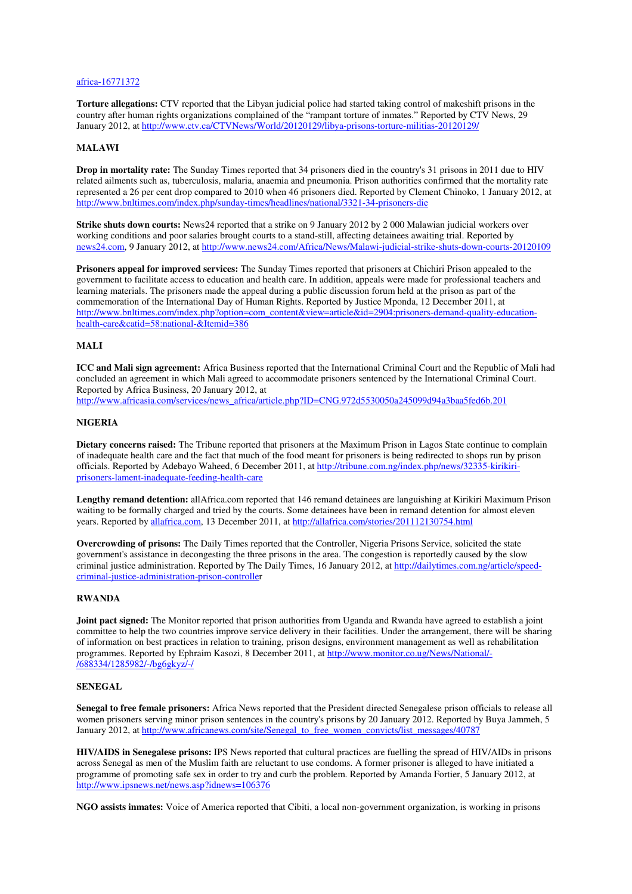africa-16771372

**Torture allegations:** CTV reported that the Libyan judicial police had started taking control of makeshift prisons in the country after human rights organizations complained of the "rampant torture of inmates." Reported by CTV News, 29 January 2012, at http://www.ctv.ca/CTVNews/World/20120129/libya-prisons-torture-militias-20120129/

## MALAWI

**Drop in mortality rate:** The Sunday Times reported that 34 prisoners died in the country's 31 prisons in 2011 due to HIV related ailments such as, tuberculosis, malaria, anaemia and pneumonia. Prison authorities confirmed that the mortality rate represented a 26 per cent drop compared to 2010 when 46 prisoners died. Reported by Clement Chinoko, 1 January 2012, at http://www.bnltimes.com/index.php/sunday-times/headlines/national/3321-34-prisoners-die

**Strike shuts down courts:** News24 reported that a strike on 9 January 2012 by 2 000 Malawian judicial workers over working conditions and poor salaries brought courts to a stand-still, affecting detainees awaiting trial. Reported by news24.com, 9 January 2012, at http://www.news24.com/Africa/News/Malawi-judicial-strike-shuts-down-courts-20120109

**Prisoners appeal for improved services:** The Sunday Times reported that prisoners at Chichiri Prison appealed to the government to facilitate access to education and health care. In addition, appeals were made for professional teachers and learning materials. The prisoners made the appeal during a public discussion forum held at the prison as part of the commemoration of the International Day of Human Rights. Reported by Justice Mponda, 12 December 2011, at http://www.bnltimes.com/index.php?option=com_content&view=article&id=2904:prisoners-demand-quality-education-health-care&catid=58:national-&Itemid=386

## MALI

**ICC and Mali sign agreement:** Africa Business reported that the International Criminal Court and the Republic of Mali had concluded an agreement in which Mali agreed to accommodate prisoners sentenced by the International Criminal Court. Reported by Africa Business, 20 January 2012, at http://www.africasia.com/services/news_africa/article.php?ID=CNG.972d5530050a245099d94a3baa5fed6b.201

## NIGERIA

**Dietary concerns raised:** The Tribune reported that prisoners at the Maximum Prison in Lagos State continue to complain of inadequate health care and the fact that much of the food meant for prisoners is being redirected to shops run by prison officials. Reported by Adebayo Waheed, 6 December 2011, at http://tribune.com.ng/index.php/news/32335-kirikiri-prisoners-lament-inadequate-feeding-health-care

**Lengthy remand detention:** allAfrica.com reported that 146 remand detainees are languishing at Kirikiri Maximum Prison waiting to be formally charged and tried by the courts. Some detainees have been in remand detention for almost eleven years. Reported by allafrica.com, 13 December 2011, at http://allafrica.com/stories/201112130754.html

**Overcrowding of prisons:** The Daily Times reported that the Controller, Nigeria Prisons Service, solicited the state government's assistance in decongesting the three prisons in the area. The congestion is reportedly caused by the slow criminal justice administration. Reported by The Daily Times, 16 January 2012, at http://dailytimes.com.ng/article/speed-criminal-justice-administration-prison-controller

## RWANDA

**Joint pact signed:** The Monitor reported that prison authorities from Uganda and Rwanda have agreed to establish a joint committee to help the two countries improve service delivery in their facilities. Under the arrangement, there will be sharing of information on best practices in relation to training, prison designs, environment management as well as rehabilitation programmes. Reported by Ephraim Kasozi, 8 December 2011, at http://www.monitor.co.ug/News/National/-/688334/1285982/-/bg6gkyz/-/

## SENEGAL

**Senegal to free female prisoners:** Africa News reported that the President directed Senegalese prison officials to release all women prisoners serving minor prison sentences in the country's prisons by 20 January 2012. Reported by Buya Jammeh, 5 January 2012, at http://www.africanews.com/site/Senegal_to_free_women_convicts/list_messages/40787

**HIV/AIDS in Senegalese prisons:** IPS News reported that cultural practices are fuelling the spread of HIV/AIDs in prisons across Senegal as men of the Muslim faith are reluctant to use condoms. A former prisoner is alleged to have initiated a programme of promoting safe sex in order to try and curb the problem. Reported by Amanda Fortier, 5 January 2012, at http://www.ipsnews.net/news.asp?idnews=106376

**NGO assists inmates:** Voice of America reported that Cibiti, a local non-government organization, is working in prisons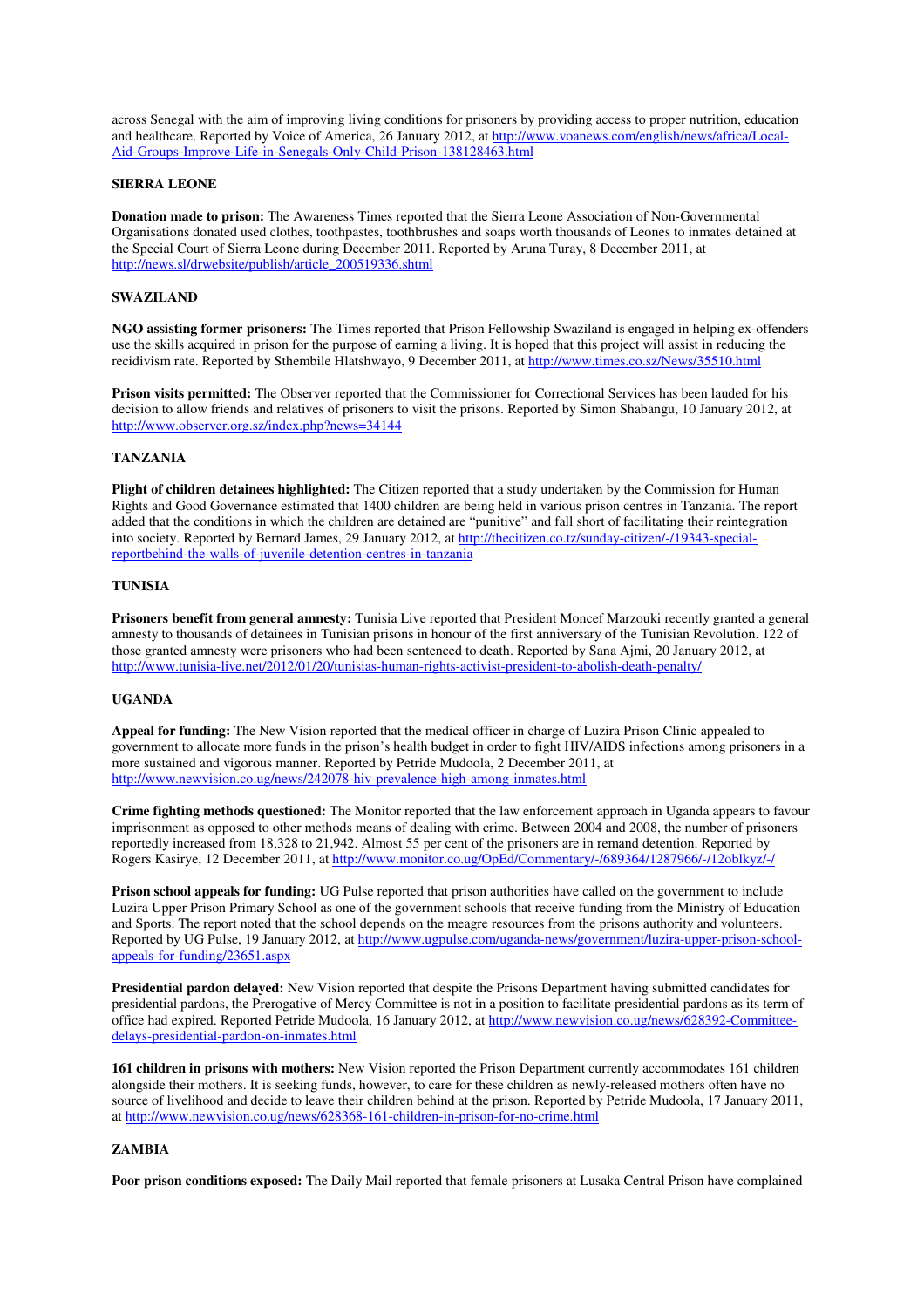across Senegal with the aim of improving living conditions for prisoners by providing access to proper nutrition, education and healthcare. Reported by Voice of America, 26 January 2012, at http://www.voanews.com/english/news/africa/Local-Aid-Groups-Improve-Life-in-Senegals-Only-Child-Prison-138128463.html

## SIERRA LEONE

**Donation made to prison:** The Awareness Times reported that the Sierra Leone Association of Non-Governmental Organisations donated used clothes, toothpastes, toothbrushes and soaps worth thousands of Leones to inmates detained at the Special Court of Sierra Leone during December 2011. Reported by Aruna Turay, 8 December 2011, at http://news.sl/drwebsite/publish/article_200519336.shtml

## SWAZILAND

**NGO assisting former prisoners:** The Times reported that Prison Fellowship Swaziland is engaged in helping ex-offenders use the skills acquired in prison for the purpose of earning a living. It is hoped that this project will assist in reducing the recidivism rate. Reported by Sthembile Hlatshwayo, 9 December 2011, at http://www.times.co.sz/News/35510.html

**Prison visits permitted:** The Observer reported that the Commissioner for Correctional Services has been lauded for his decision to allow friends and relatives of prisoners to visit the prisons. Reported by Simon Shabangu, 10 January 2012, at http://www.observer.org.sz/index.php?news=34144

## TANZANIA

**Plight of children detainees highlighted:** The Citizen reported that a study undertaken by the Commission for Human Rights and Good Governance estimated that 1400 children are being held in various prison centres in Tanzania. The report added that the conditions in which the children are detained are "punitive" and fall short of facilitating their reintegration into society. Reported by Bernard James, 29 January 2012, at http://thecitizen.co.tz/sunday-citizen/-/19343-special-reportbehind-the-walls-of-juvenile-detention-centres-in-tanzania

## TUNISIA

**Prisoners benefit from general amnesty:** Tunisia Live reported that President Moncef Marzouki recently granted a general amnesty to thousands of detainees in Tunisian prisons in honour of the first anniversary of the Tunisian Revolution. 122 of those granted amnesty were prisoners who had been sentenced to death. Reported by Sana Ajmi, 20 January 2012, at http://www.tunisia-live.net/2012/01/20/tunisias-human-rights-activist-president-to-abolish-death-penalty/

## UGANDA

**Appeal for funding:** The New Vision reported that the medical officer in charge of Luzira Prison Clinic appealed to government to allocate more funds in the prison's health budget in order to fight HIV/AIDS infections among prisoners in a more sustained and vigorous manner. Reported by Petride Mudoola, 2 December 2011, at http://www.newvision.co.ug/news/242078-hiv-prevalence-high-among-inmates.html

**Crime fighting methods questioned:** The Monitor reported that the law enforcement approach in Uganda appears to favour imprisonment as opposed to other methods means of dealing with crime. Between 2004 and 2008, the number of prisoners reportedly increased from 18,328 to 21,942. Almost 55 per cent of the prisoners are in remand detention. Reported by Rogers Kasirye, 12 December 2011, at http://www.monitor.co.ug/OpEd/Commentary/-/689364/1287966/-/12oblkyz/-/

**Prison school appeals for funding:** UG Pulse reported that prison authorities have called on the government to include Luzira Upper Prison Primary School as one of the government schools that receive funding from the Ministry of Education and Sports. The report noted that the school depends on the meagre resources from the prisons authority and volunteers. Reported by UG Pulse, 19 January 2012, at http://www.ugpulse.com/uganda-news/government/luzira-upper-prison-school-appeals-for-funding/23651.aspx

**Presidential pardon delayed:** New Vision reported that despite the Prisons Department having submitted candidates for presidential pardons, the Prerogative of Mercy Committee is not in a position to facilitate presidential pardons as its term of office had expired. Reported Petride Mudoola, 16 January 2012, at http://www.newvision.co.ug/news/628392-Committee-delays-presidential-pardon-on-inmates.html

**161 children in prisons with mothers:** New Vision reported the Prison Department currently accommodates 161 children alongside their mothers. It is seeking funds, however, to care for these children as newly-released mothers often have no source of livelihood and decide to leave their children behind at the prison. Reported by Petride Mudoola, 17 January 2011, at http://www.newvision.co.ug/news/628368-161-children-in-prison-for-no-crime.html

## ZAMBIA

**Poor prison conditions exposed:** The Daily Mail reported that female prisoners at Lusaka Central Prison have complained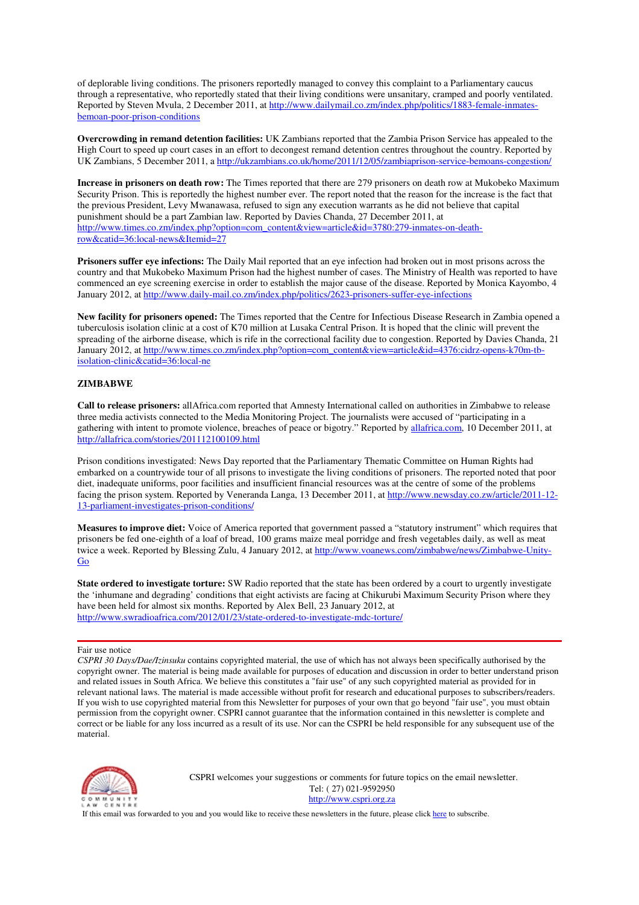of deplorable living conditions. The prisoners reportedly managed to convey this complaint to a Parliamentary caucus through a representative, who reportedly stated that their living conditions were unsanitary, cramped and poorly ventilated. Reported by Steven Mvula, 2 December 2011, at http://www.dailymail.co.zm/index.php/politics/1883-female-inmates-bemoan-poor-prison-conditions

**Overcrowding in remand detention facilities:** UK Zambians reported that the Zambia Prison Service has appealed to the High Court to speed up court cases in an effort to decongest remand detention centres throughout the country. Reported by UK Zambians, 5 December 2011, a http://ukzambians.co.uk/home/2011/12/05/zambiaprison-service-bemoans-congestion/

**Increase in prisoners on death row:** The Times reported that there are 279 prisoners on death row at Mukobeko Maximum Security Prison. This is reportedly the highest number ever. The report noted that the reason for the increase is the fact that the previous President, Levy Mwanawasa, refused to sign any execution warrants as he did not believe that capital punishment should be a part Zambian law. Reported by Davies Chanda, 27 December 2011, at http://www.times.co.zm/index.php?option=com_content&view=article&id=3780:279-inmates-on-death-row&catid=36:local-news&Itemid=27

**Prisoners suffer eye infections:** The Daily Mail reported that an eye infection had broken out in most prisons across the country and that Mukobeko Maximum Prison had the highest number of cases. The Ministry of Health was reported to have commenced an eye screening exercise in order to establish the major cause of the disease. Reported by Monica Kayombo, 4 January 2012, at http://www.daily-mail.co.zm/index.php/politics/2623-prisoners-suffer-eye-infections

**New facility for prisoners opened:** The Times reported that the Centre for Infectious Disease Research in Zambia opened a tuberculosis isolation clinic at a cost of K70 million at Lusaka Central Prison. It is hoped that the clinic will prevent the spreading of the airborne disease, which is rife in the correctional facility due to congestion. Reported by Davies Chanda, 21 January 2012, at http://www.times.co.zm/index.php?option=com_content&view=article&id=4376:cidrz-opens-k70m-tb-isolation-clinic&catid=36:local-ne

**ZIMBABWE**

**Call to release prisoners:** allAfrica.com reported that Amnesty International called on authorities in Zimbabwe to release three media activists connected to the Media Monitoring Project. The journalists were accused of "participating in a gathering with intent to promote violence, breaches of peace or bigotry." Reported by allafrica.com, 10 December 2011, at http://allafrica.com/stories/201112100109.html

Prison conditions investigated: News Day reported that the Parliamentary Thematic Committee on Human Rights had embarked on a countrywide tour of all prisons to investigate the living conditions of prisoners. The reported noted that poor diet, inadequate uniforms, poor facilities and insufficient financial resources was at the centre of some of the problems facing the prison system. Reported by Veneranda Langa, 13 December 2011, at http://www.newsday.co.zw/article/2011-12-13-parliament-investigates-prison-conditions/

**Measures to improve diet:** Voice of America reported that government passed a "statutory instrument" which requires that prisoners be fed one-eighth of a loaf of bread, 100 grams maize meal porridge and fresh vegetables daily, as well as meat twice a week. Reported by Blessing Zulu, 4 January 2012, at http://www.voanews.com/zimbabwe/news/Zimbabwe-Unity-Go

**State ordered to investigate torture:** SW Radio reported that the state has been ordered by a court to urgently investigate the 'inhumane and degrading' conditions that eight activists are facing at Chikurubi Maximum Security Prison where they have been held for almost six months. Reported by Alex Bell, 23 January 2012, at http://www.swradioafrica.com/2012/01/23/state-ordered-to-investigate-mdc-torture/

---

Fair use notice
*CSPRI 30 Days/Dae/Izinsuku* contains copyrighted material, the use of which has not always been specifically authorised by the copyright owner. The material is being made available for purposes of education and discussion in order to better understand prison and related issues in South Africa. We believe this constitutes a "fair use" of any such copyrighted material as provided for in relevant national laws. The material is made accessible without profit for research and educational purposes to subscribers/readers. If you wish to use copyrighted material from this Newsletter for purposes of your own that go beyond "fair use", you must obtain permission from the copyright owner. CSPRI cannot guarantee that the information contained in this newsletter is complete and correct or be liable for any loss incurred as a result of its use. Nor can the CSPRI be held responsible for any subsequent use of the material.

COMMUNITY LAW CENTRE

CSPRI welcomes your suggestions or comments for future topics on the email newsletter.
Tel: ( 27) 021-9592950
http://www.cspri.org.za

If this email was forwarded to you and you would like to receive these newsletters in the future, please click here to subscribe.